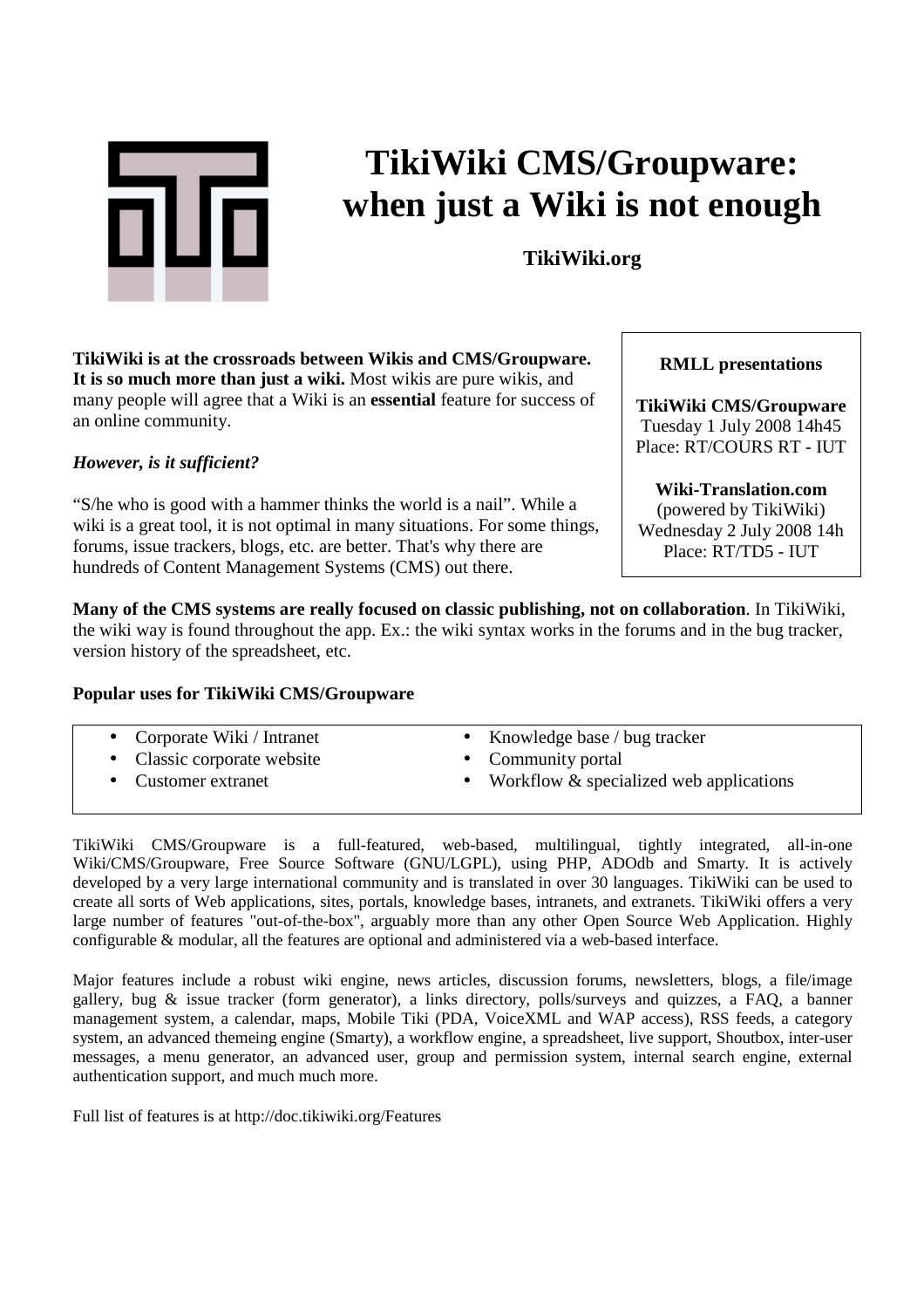# TikiWiki CMS/Groupware: when just a Wiki is not enough

**TikiWiki.org**

**RMLL presentations**

**TikiWiki CMS/Groupware**
Tuesday 1 July 2008 14h45
Place: RT/COURS RT - IUT

**Wiki-Translation.com**
(powered by TikiWiki)
Wednesday 2 July 2008 14h
Place: RT/TD5 - IUT

**TikiWiki is at the crossroads between Wikis and CMS/Groupware. It is so much more than just a wiki.** Most wikis are pure wikis, and many people will agree that a Wiki is an **essential** feature for success of an online community.

***However, is it sufficient?***

"S/he who is good with a hammer thinks the world is a nail". While a wiki is a great tool, it is not optimal in many situations. For some things, forums, issue trackers, blogs, etc. are better. That's why there are hundreds of Content Management Systems (CMS) out there.

**Many of the CMS systems are really focused on classic publishing, not on collaboration**. In TikiWiki, the wiki way is found throughout the app. Ex.: the wiki syntax works in the forums and in the bug tracker, version history of the spreadsheet, etc.

**Popular uses for TikiWiki CMS/Groupware**

- Corporate Wiki / Intranet
- Classic corporate website
- Customer extranet
- Knowledge base / bug tracker
- Community portal
- Workflow & specialized web applications

TikiWiki CMS/Groupware is a full-featured, web-based, multilingual, tightly integrated, all-in-one Wiki/CMS/Groupware, Free Source Software (GNU/LGPL), using PHP, ADOdb and Smarty. It is actively developed by a very large international community and is translated in over 30 languages. TikiWiki can be used to create all sorts of Web applications, sites, portals, knowledge bases, intranets, and extranets. TikiWiki offers a very large number of features "out-of-the-box", arguably more than any other Open Source Web Application. Highly configurable & modular, all the features are optional and administered via a web-based interface.

Major features include a robust wiki engine, news articles, discussion forums, newsletters, blogs, a file/image gallery, bug & issue tracker (form generator), a links directory, polls/surveys and quizzes, a FAQ, a banner management system, a calendar, maps, Mobile Tiki (PDA, VoiceXML and WAP access), RSS feeds, a category system, an advanced themeing engine (Smarty), a workflow engine, a spreadsheet, live support, Shoutbox, inter-user messages, a menu generator, an advanced user, group and permission system, internal search engine, external authentication support, and much much more.

Full list of features is at http://doc.tikiwiki.org/Features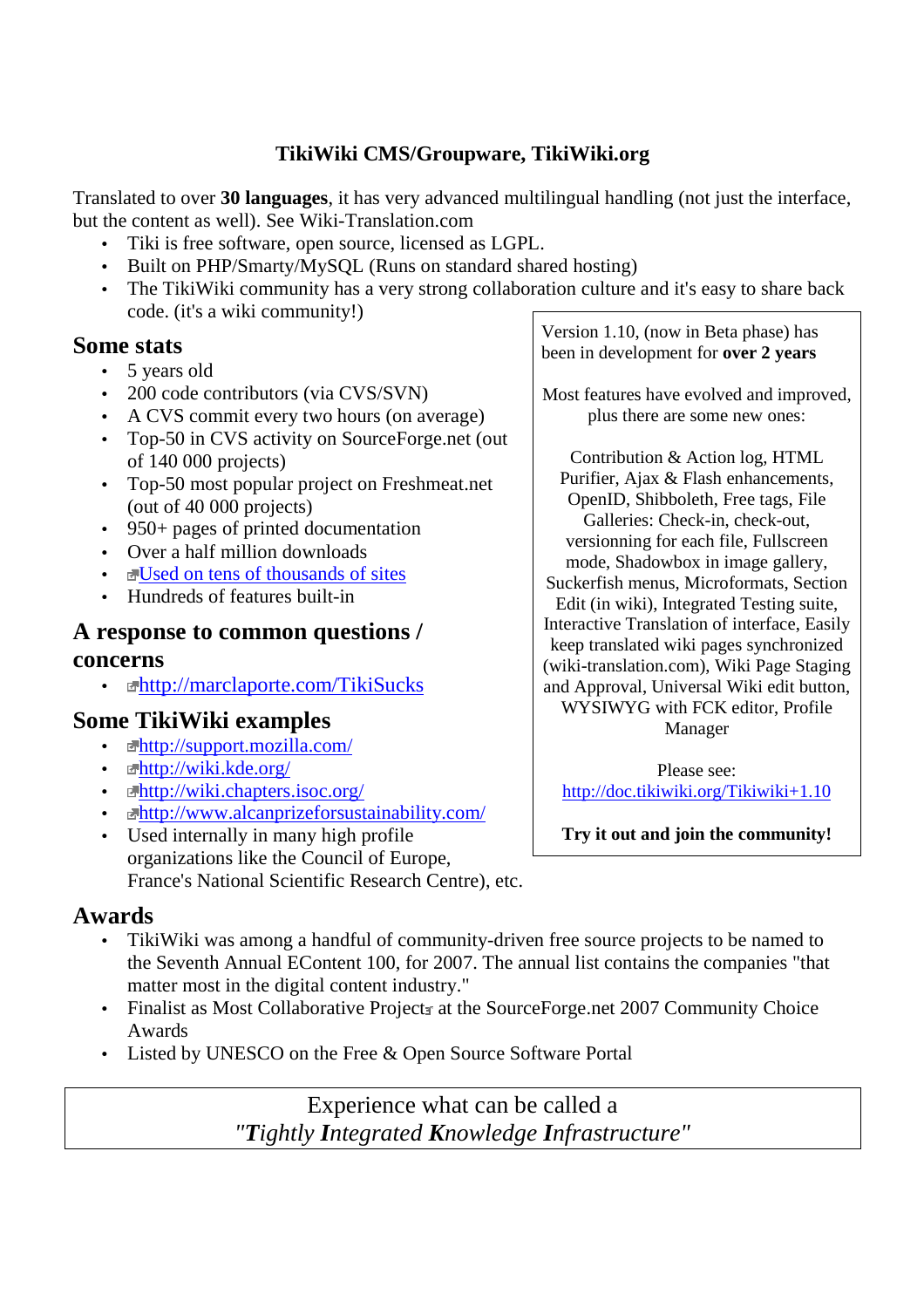**TikiWiki CMS/Groupware, TikiWiki.org**

Translated to over **30 languages**, it has very advanced multilingual handling (not just the interface, but the content as well). See Wiki-Translation.com

- Tiki is free software, open source, licensed as LGPL.
- Built on PHP/Smarty/MySQL (Runs on standard shared hosting)
- The TikiWiki community has a very strong collaboration culture and it's easy to share back code. (it's a wiki community!)

## Some stats

- 5 years old
- 200 code contributors (via CVS/SVN)
- A CVS commit every two hours (on average)
- Top-50 in CVS activity on SourceForge.net (out of 140 000 projects)
- Top-50 most popular project on Freshmeat.net (out of 40 000 projects)
- 950+ pages of printed documentation
- Over a half million downloads
- Used on tens of thousands of sites
- Hundreds of features built-in

## A response to common questions / concerns

- http://marclaporte.com/TikiSucks

## Some TikiWiki examples

- http://support.mozilla.com/
- http://wiki.kde.org/
- http://wiki.chapters.isoc.org/
- http://www.alcanprizeforsustainability.com/
- Used internally in many high profile organizations like the Council of Europe, France's National Scientific Research Centre), etc.

Version 1.10, (now in Beta phase) has been in development for **over 2 years**

Most features have evolved and improved, plus there are some new ones:

Contribution & Action log, HTML Purifier, Ajax & Flash enhancements, OpenID, Shibboleth, Free tags, File Galleries: Check-in, check-out, versionning for each file, Fullscreen mode, Shadowbox in image gallery, Suckerfish menus, Microformats, Section Edit (in wiki), Integrated Testing suite, Interactive Translation of interface, Easily keep translated wiki pages synchronized (wiki-translation.com), Wiki Page Staging and Approval, Universal Wiki edit button, WYSIWYG with FCK editor, Profile Manager

Please see: http://doc.tikiwiki.org/Tikiwiki+1.10

**Try it out and join the community!**

## Awards

- TikiWiki was among a handful of community-driven free source projects to be named to the Seventh Annual EContent 100, for 2007. The annual list contains the companies "that matter most in the digital content industry."
- Finalist as Most Collaborative Project at the SourceForge.net 2007 Community Choice Awards
- Listed by UNESCO on the Free & Open Source Software Portal

Experience what can be called a
*"**T**ightly **I**ntegrated **K**nowledge **I**nfrastructure"*